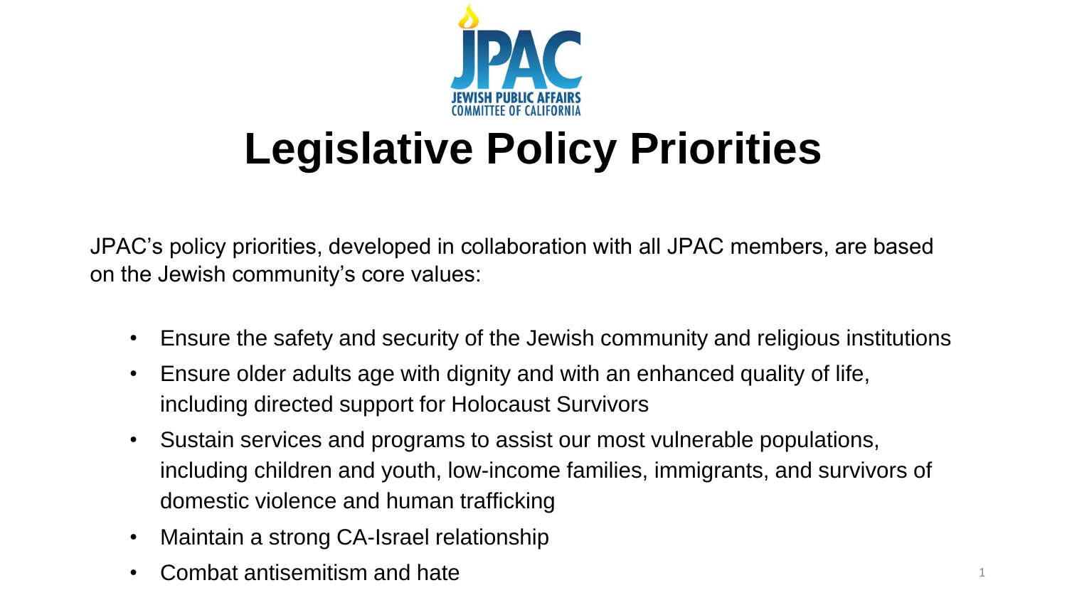JPAC
JEWISH PUBLIC AFFAIRS
COMMITTEE OF CALIFORNIA

# Legislative Policy Priorities

JPAC's policy priorities, developed in collaboration with all JPAC members, are based on the Jewish community's core values:

- Ensure the safety and security of the Jewish community and religious institutions
- Ensure older adults age with dignity and with an enhanced quality of life, including directed support for Holocaust Survivors
- Sustain services and programs to assist our most vulnerable populations, including children and youth, low-income families, immigrants, and survivors of domestic violence and human trafficking
- Maintain a strong CA-Israel relationship
- Combat antisemitism and hate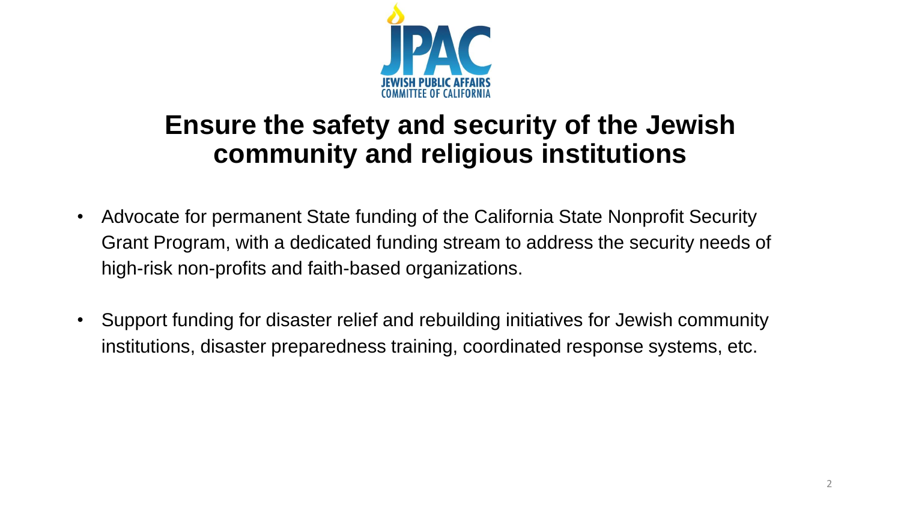JPAC

JEWISH PUBLIC AFFAIRS COMMITTEE OF CALIFORNIA

# Ensure the safety and security of the Jewish community and religious institutions

- Advocate for permanent State funding of the California State Nonprofit Security Grant Program, with a dedicated funding stream to address the security needs of high-risk non-profits and faith-based organizations.
- Support funding for disaster relief and rebuilding initiatives for Jewish community institutions, disaster preparedness training, coordinated response systems, etc.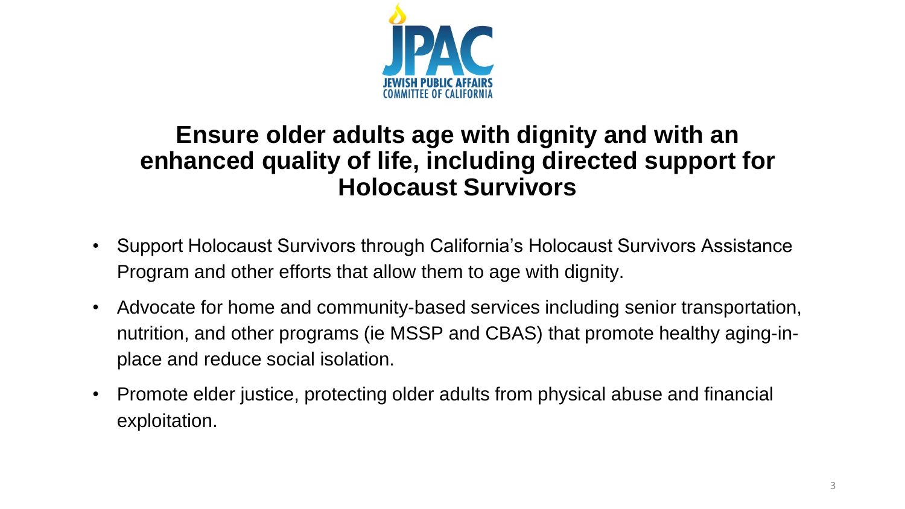JPAC
JEWISH PUBLIC AFFAIRS COMMITTEE OF CALIFORNIA

## Ensure older adults age with dignity and with an enhanced quality of life, including directed support for Holocaust Survivors

- Support Holocaust Survivors through California's Holocaust Survivors Assistance Program and other efforts that allow them to age with dignity.
- Advocate for home and community-based services including senior transportation, nutrition, and other programs (ie MSSP and CBAS) that promote healthy aging-in-place and reduce social isolation.
- Promote elder justice, protecting older adults from physical abuse and financial exploitation.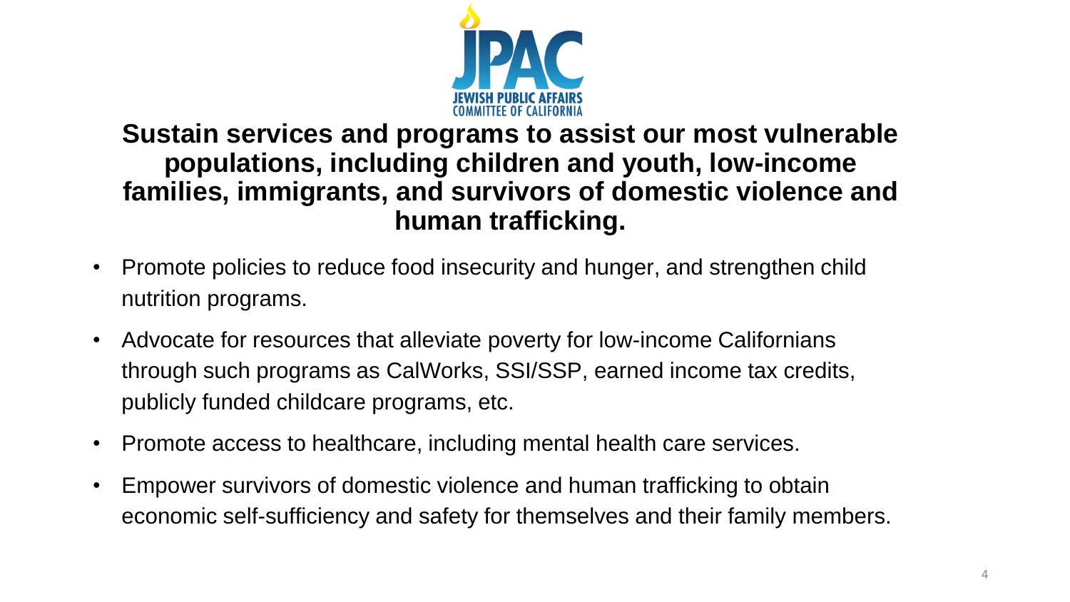JEWISH PUBLIC AFFAIRS COMMITTEE OF CALIFORNIA

## Sustain services and programs to assist our most vulnerable populations, including children and youth, low-income families, immigrants, and survivors of domestic violence and human trafficking.

- Promote policies to reduce food insecurity and hunger, and strengthen child nutrition programs.
- Advocate for resources that alleviate poverty for low-income Californians through such programs as CalWorks, SSI/SSP, earned income tax credits, publicly funded childcare programs, etc.
- Promote access to healthcare, including mental health care services.
- Empower survivors of domestic violence and human trafficking to obtain economic self-sufficiency and safety for themselves and their family members.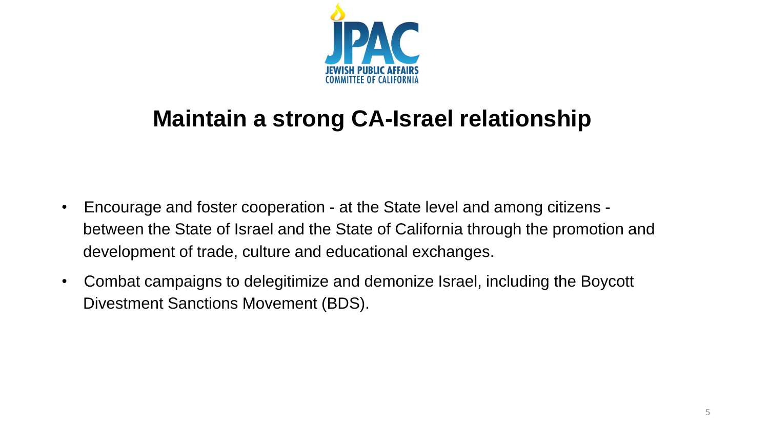JPAC

JEWISH PUBLIC AFFAIRS COMMITTEE OF CALIFORNIA

# Maintain a strong CA-Israel relationship

- Encourage and foster cooperation - at the State level and among citizens - between the State of Israel and the State of California through the promotion and development of trade, culture and educational exchanges.
- Combat campaigns to delegitimize and demonize Israel, including the Boycott Divestment Sanctions Movement (BDS).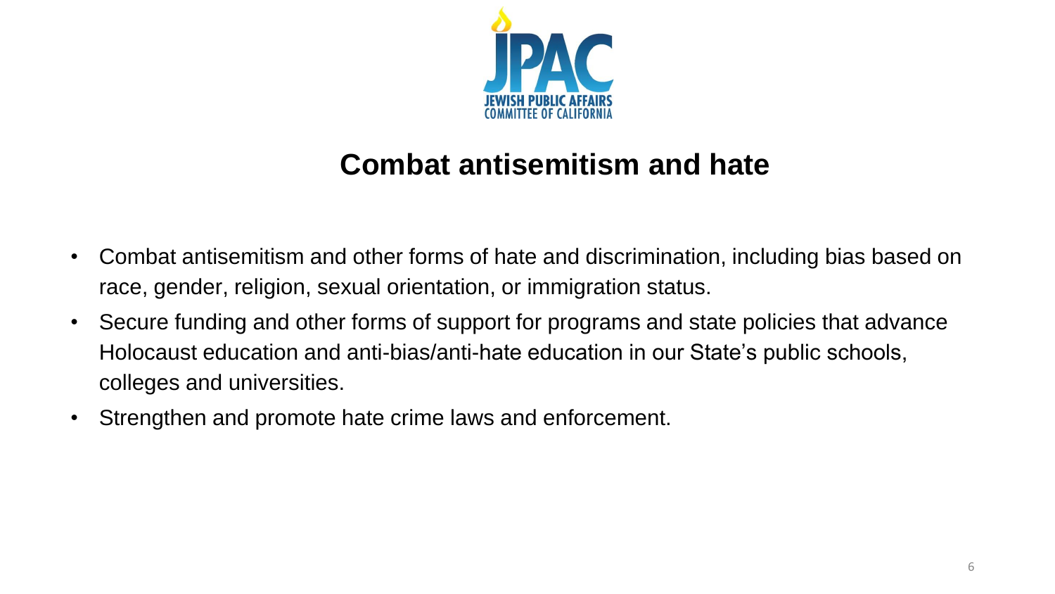JPAC

JEWISH PUBLIC AFFAIRS COMMITTEE OF CALIFORNIA

# Combat antisemitism and hate

- Combat antisemitism and other forms of hate and discrimination, including bias based on race, gender, religion, sexual orientation, or immigration status.
- Secure funding and other forms of support for programs and state policies that advance Holocaust education and anti-bias/anti-hate education in our State's public schools, colleges and universities.
- Strengthen and promote hate crime laws and enforcement.